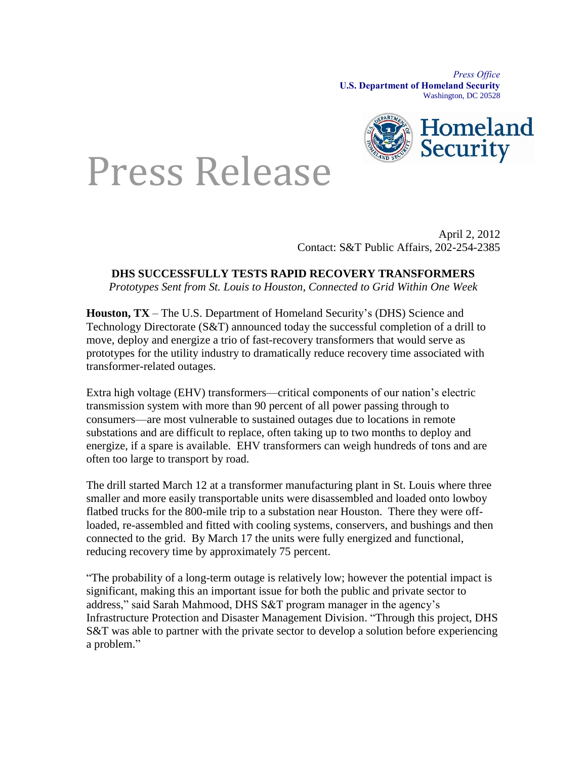*Press Office*
**U.S. Department of Homeland Security**
Washington, DC 20528

Homeland Security

# Press Release

April 2, 2012
Contact: S&T Public Affairs, 202-254-2385

## DHS SUCCESSFULLY TESTS RAPID RECOVERY TRANSFORMERS

*Prototypes Sent from St. Louis to Houston, Connected to Grid Within One Week*

**Houston, TX** – The U.S. Department of Homeland Security's (DHS) Science and Technology Directorate (S&T) announced today the successful completion of a drill to move, deploy and energize a trio of fast-recovery transformers that would serve as prototypes for the utility industry to dramatically reduce recovery time associated with transformer-related outages.

Extra high voltage (EHV) transformers—critical components of our nation's electric transmission system with more than 90 percent of all power passing through to consumers—are most vulnerable to sustained outages due to locations in remote substations and are difficult to replace, often taking up to two months to deploy and energize, if a spare is available. EHV transformers can weigh hundreds of tons and are often too large to transport by road.

The drill started March 12 at a transformer manufacturing plant in St. Louis where three smaller and more easily transportable units were disassembled and loaded onto lowboy flatbed trucks for the 800-mile trip to a substation near Houston. There they were off-loaded, re-assembled and fitted with cooling systems, conservers, and bushings and then connected to the grid. By March 17 the units were fully energized and functional, reducing recovery time by approximately 75 percent.

"The probability of a long-term outage is relatively low; however the potential impact is significant, making this an important issue for both the public and private sector to address," said Sarah Mahmood, DHS S&T program manager in the agency's Infrastructure Protection and Disaster Management Division. "Through this project, DHS S&T was able to partner with the private sector to develop a solution before experiencing a problem."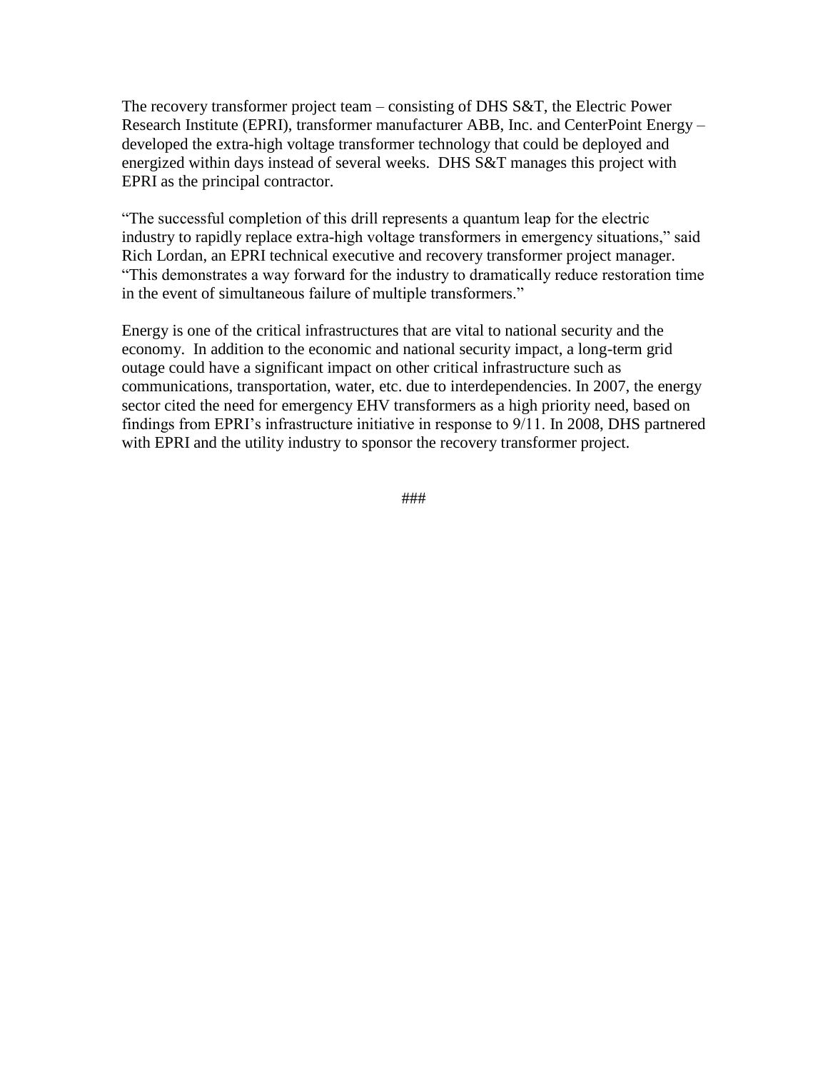The recovery transformer project team – consisting of DHS S&T, the Electric Power Research Institute (EPRI), transformer manufacturer ABB, Inc. and CenterPoint Energy – developed the extra-high voltage transformer technology that could be deployed and energized within days instead of several weeks. DHS S&T manages this project with EPRI as the principal contractor.

"The successful completion of this drill represents a quantum leap for the electric industry to rapidly replace extra-high voltage transformers in emergency situations," said Rich Lordan, an EPRI technical executive and recovery transformer project manager. "This demonstrates a way forward for the industry to dramatically reduce restoration time in the event of simultaneous failure of multiple transformers."

Energy is one of the critical infrastructures that are vital to national security and the economy. In addition to the economic and national security impact, a long-term grid outage could have a significant impact on other critical infrastructure such as communications, transportation, water, etc. due to interdependencies. In 2007, the energy sector cited the need for emergency EHV transformers as a high priority need, based on findings from EPRI's infrastructure initiative in response to 9/11. In 2008, DHS partnered with EPRI and the utility industry to sponsor the recovery transformer project.

###